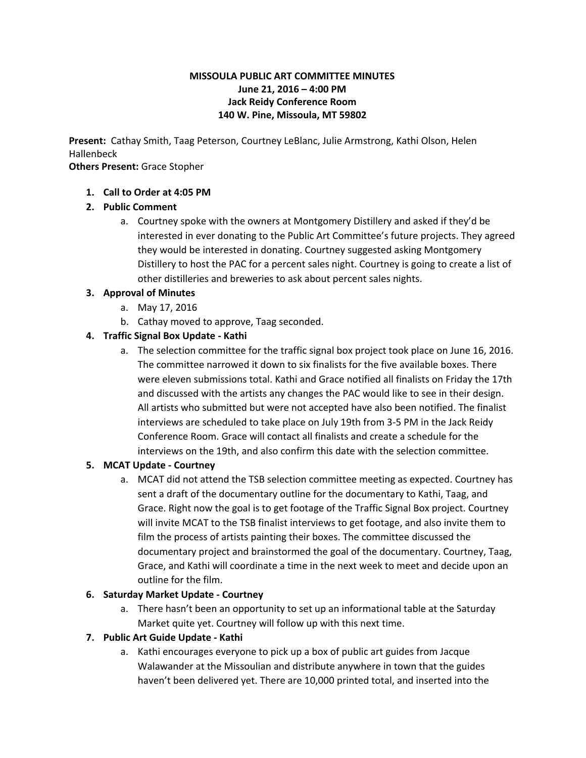# MISSOULA PUBLIC ART COMMITTEE MINUTES
**June 21, 2016 – 4:00 PM**
**Jack Reidy Conference Room**
**140 W. Pine, Missoula, MT 59802**

**Present:** Cathay Smith, Taag Peterson, Courtney LeBlanc, Julie Armstrong, Kathi Olson, Helen Hallenbeck
**Others Present:** Grace Stopher

1. **Call to Order at 4:05 PM**
2. **Public Comment**
   a. Courtney spoke with the owners at Montgomery Distillery and asked if they'd be interested in ever donating to the Public Art Committee's future projects. They agreed they would be interested in donating. Courtney suggested asking Montgomery Distillery to host the PAC for a percent sales night. Courtney is going to create a list of other distilleries and breweries to ask about percent sales nights.
3. **Approval of Minutes**
   a. May 17, 2016
   b. Cathay moved to approve, Taag seconded.
4. **Traffic Signal Box Update - Kathi**
   a. The selection committee for the traffic signal box project took place on June 16, 2016. The committee narrowed it down to six finalists for the five available boxes. There were eleven submissions total. Kathi and Grace notified all finalists on Friday the 17th and discussed with the artists any changes the PAC would like to see in their design. All artists who submitted but were not accepted have also been notified. The finalist interviews are scheduled to take place on July 19th from 3-5 PM in the Jack Reidy Conference Room. Grace will contact all finalists and create a schedule for the interviews on the 19th, and also confirm this date with the selection committee.
5. **MCAT Update - Courtney**
   a. MCAT did not attend the TSB selection committee meeting as expected. Courtney has sent a draft of the documentary outline for the documentary to Kathi, Taag, and Grace. Right now the goal is to get footage of the Traffic Signal Box project. Courtney will invite MCAT to the TSB finalist interviews to get footage, and also invite them to film the process of artists painting their boxes. The committee discussed the documentary project and brainstormed the goal of the documentary. Courtney, Taag, Grace, and Kathi will coordinate a time in the next week to meet and decide upon an outline for the film.
6. **Saturday Market Update - Courtney**
   a. There hasn't been an opportunity to set up an informational table at the Saturday Market quite yet. Courtney will follow up with this next time.
7. **Public Art Guide Update - Kathi**
   a. Kathi encourages everyone to pick up a box of public art guides from Jacque Walawander at the Missoulian and distribute anywhere in town that the guides haven't been delivered yet. There are 10,000 printed total, and inserted into the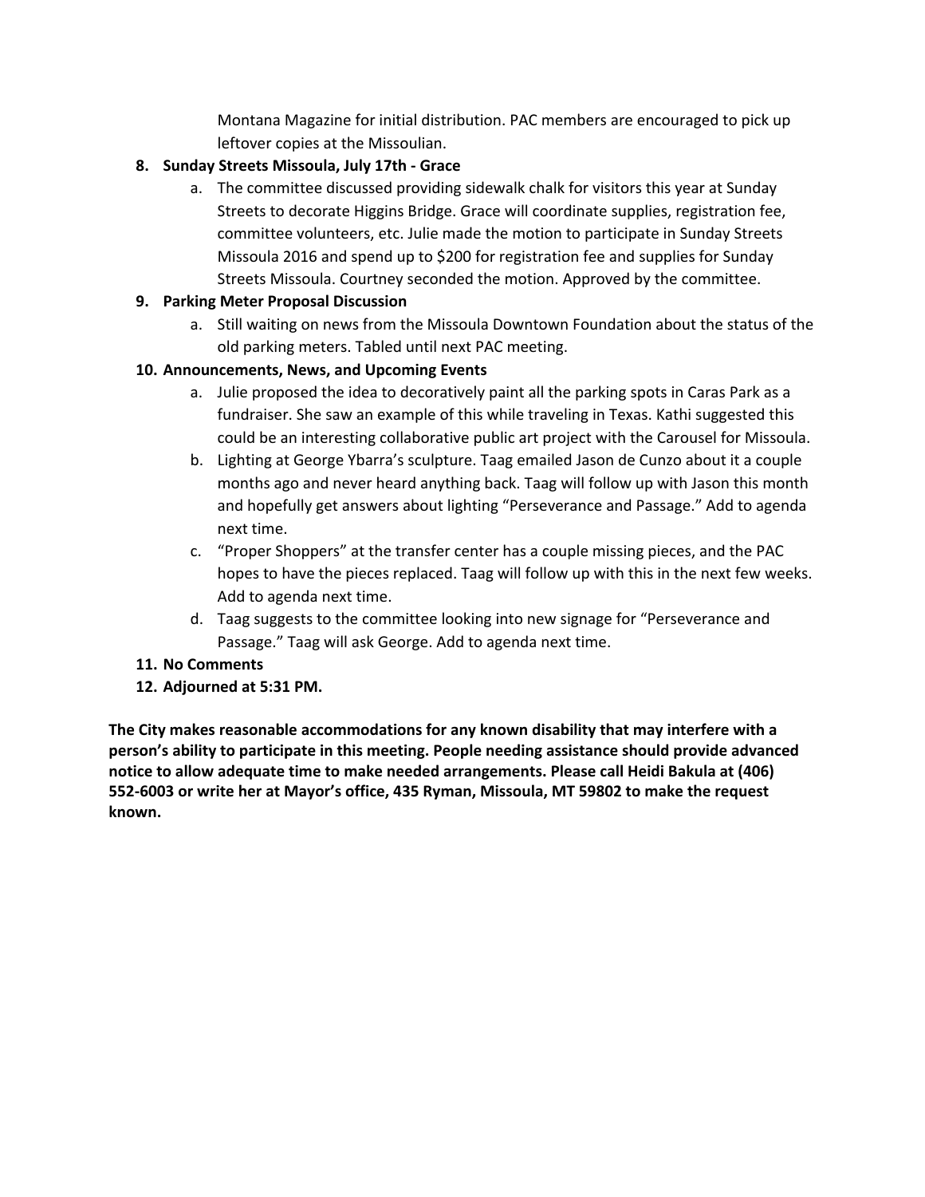Montana Magazine for initial distribution. PAC members are encouraged to pick up leftover copies at the Missoulian.

8. **Sunday Streets Missoula, July 17th - Grace**
    a. The committee discussed providing sidewalk chalk for visitors this year at Sunday Streets to decorate Higgins Bridge. Grace will coordinate supplies, registration fee, committee volunteers, etc. Julie made the motion to participate in Sunday Streets Missoula 2016 and spend up to $200 for registration fee and supplies for Sunday Streets Missoula. Courtney seconded the motion. Approved by the committee.
9. **Parking Meter Proposal Discussion**
    a. Still waiting on news from the Missoula Downtown Foundation about the status of the old parking meters. Tabled until next PAC meeting.
10. **Announcements, News, and Upcoming Events**
    a. Julie proposed the idea to decoratively paint all the parking spots in Caras Park as a fundraiser. She saw an example of this while traveling in Texas. Kathi suggested this could be an interesting collaborative public art project with the Carousel for Missoula.
    b. Lighting at George Ybarra's sculpture. Taag emailed Jason de Cunzo about it a couple months ago and never heard anything back. Taag will follow up with Jason this month and hopefully get answers about lighting "Perseverance and Passage." Add to agenda next time.
    c. "Proper Shoppers" at the transfer center has a couple missing pieces, and the PAC hopes to have the pieces replaced. Taag will follow up with this in the next few weeks. Add to agenda next time.
    d. Taag suggests to the committee looking into new signage for "Perseverance and Passage." Taag will ask George. Add to agenda next time.
11. **No Comments**
12. **Adjourned at 5:31 PM.**

**The City makes reasonable accommodations for any known disability that may interfere with a person's ability to participate in this meeting. People needing assistance should provide advanced notice to allow adequate time to make needed arrangements. Please call Heidi Bakula at (406) 552-6003 or write her at Mayor's office, 435 Ryman, Missoula, MT 59802 to make the request known.**